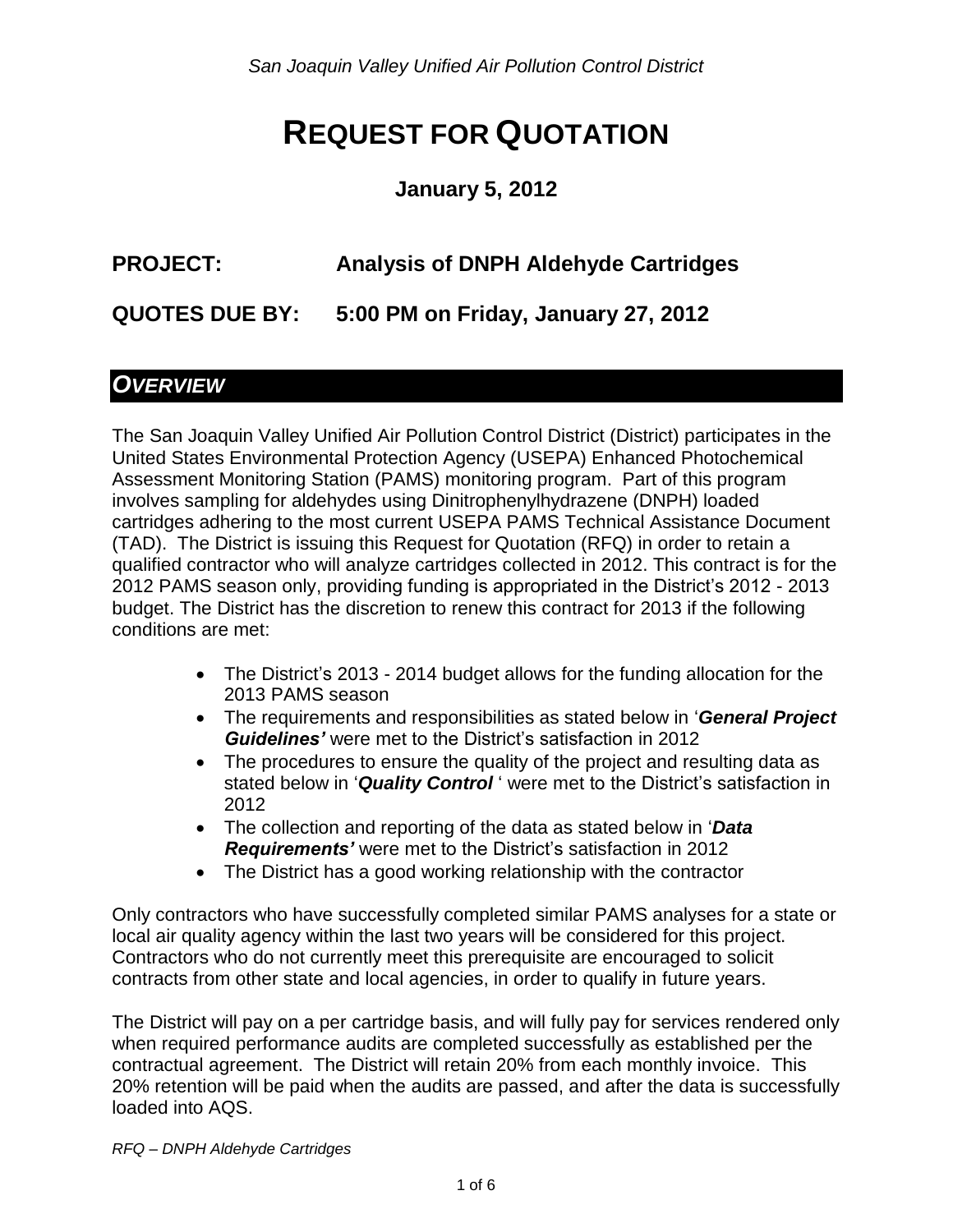# REQUEST FOR QUOTATION

**January 5, 2012**

**PROJECT: Analysis of DNPH Aldehyde Cartridges**

**QUOTES DUE BY: 5:00 PM on Friday, January 27, 2012**

## *OVERVIEW*

The San Joaquin Valley Unified Air Pollution Control District (District) participates in the United States Environmental Protection Agency (USEPA) Enhanced Photochemical Assessment Monitoring Station (PAMS) monitoring program. Part of this program involves sampling for aldehydes using Dinitrophenylhydrazene (DNPH) loaded cartridges adhering to the most current USEPA PAMS Technical Assistance Document (TAD). The District is issuing this Request for Quotation (RFQ) in order to retain a qualified contractor who will analyze cartridges collected in 2012. This contract is for the 2012 PAMS season only, providing funding is appropriated in the District's 2012 - 2013 budget. The District has the discretion to renew this contract for 2013 if the following conditions are met:

- The District's 2013 - 2014 budget allows for the funding allocation for the 2013 PAMS season
- The requirements and responsibilities as stated below in '***General Project Guidelines'*** were met to the District's satisfaction in 2012
- The procedures to ensure the quality of the project and resulting data as stated below in '***Quality Control*** ' were met to the District's satisfaction in 2012
- The collection and reporting of the data as stated below in '***Data Requirements'*** were met to the District's satisfaction in 2012
- The District has a good working relationship with the contractor

Only contractors who have successfully completed similar PAMS analyses for a state or local air quality agency within the last two years will be considered for this project. Contractors who do not currently meet this prerequisite are encouraged to solicit contracts from other state and local agencies, in order to qualify in future years.

The District will pay on a per cartridge basis, and will fully pay for services rendered only when required performance audits are completed successfully as established per the contractual agreement. The District will retain 20% from each monthly invoice. This 20% retention will be paid when the audits are passed, and after the data is successfully loaded into AQS.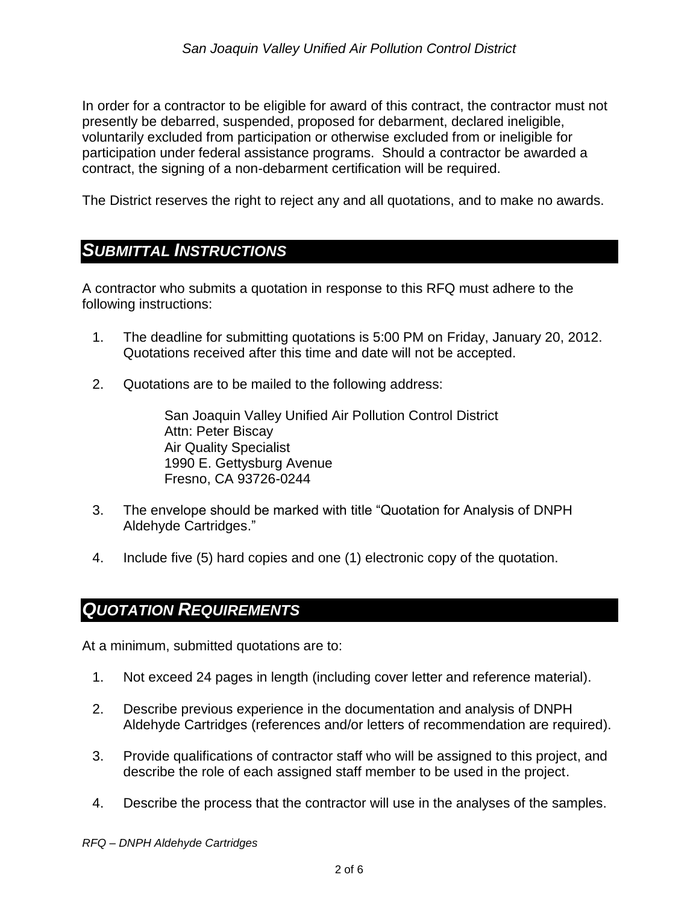In order for a contractor to be eligible for award of this contract, the contractor must not presently be debarred, suspended, proposed for debarment, declared ineligible, voluntarily excluded from participation or otherwise excluded from or ineligible for participation under federal assistance programs. Should a contractor be awarded a contract, the signing of a non-debarment certification will be required.

The District reserves the right to reject any and all quotations, and to make no awards.

## *SUBMITTAL INSTRUCTIONS*

A contractor who submits a quotation in response to this RFQ must adhere to the following instructions:

1. The deadline for submitting quotations is 5:00 PM on Friday, January 20, 2012. Quotations received after this time and date will not be accepted.

2. Quotations are to be mailed to the following address:

   San Joaquin Valley Unified Air Pollution Control District
   Attn: Peter Biscay
   Air Quality Specialist
   1990 E. Gettysburg Avenue
   Fresno, CA 93726-0244

3. The envelope should be marked with title "Quotation for Analysis of DNPH Aldehyde Cartridges."

4. Include five (5) hard copies and one (1) electronic copy of the quotation.

## *QUOTATION REQUIREMENTS*

At a minimum, submitted quotations are to:

1. Not exceed 24 pages in length (including cover letter and reference material).

2. Describe previous experience in the documentation and analysis of DNPH Aldehyde Cartridges (references and/or letters of recommendation are required).

3. Provide qualifications of contractor staff who will be assigned to this project, and describe the role of each assigned staff member to be used in the project.

4. Describe the process that the contractor will use in the analyses of the samples.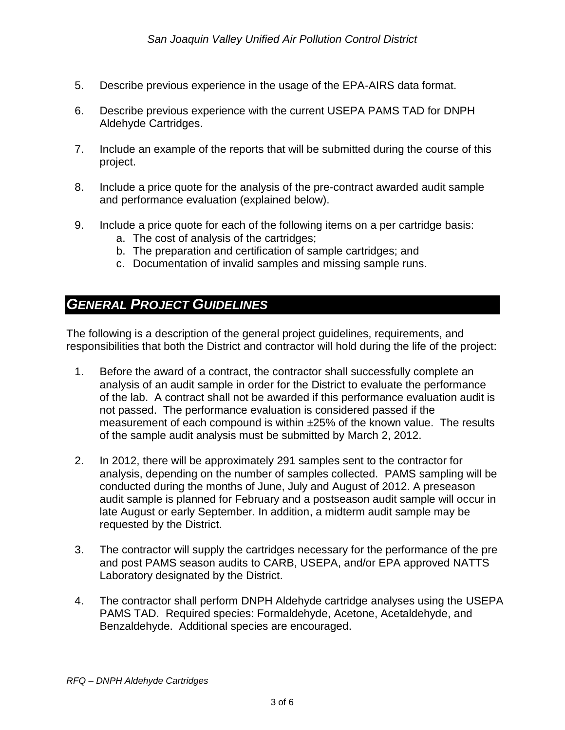5. Describe previous experience in the usage of the EPA-AIRS data format.

6. Describe previous experience with the current USEPA PAMS TAD for DNPH Aldehyde Cartridges.

7. Include an example of the reports that will be submitted during the course of this project.

8. Include a price quote for the analysis of the pre-contract awarded audit sample and performance evaluation (explained below).

9. Include a price quote for each of the following items on a per cartridge basis:
   a. The cost of analysis of the cartridges;
   b. The preparation and certification of sample cartridges; and
   c. Documentation of invalid samples and missing sample runs.

## *GENERAL PROJECT GUIDELINES*

The following is a description of the general project guidelines, requirements, and responsibilities that both the District and contractor will hold during the life of the project:

1. Before the award of a contract, the contractor shall successfully complete an analysis of an audit sample in order for the District to evaluate the performance of the lab. A contract shall not be awarded if this performance evaluation audit is not passed. The performance evaluation is considered passed if the measurement of each compound is within ±25% of the known value. The results of the sample audit analysis must be submitted by March 2, 2012.

2. In 2012, there will be approximately 291 samples sent to the contractor for analysis, depending on the number of samples collected. PAMS sampling will be conducted during the months of June, July and August of 2012. A preseason audit sample is planned for February and a postseason audit sample will occur in late August or early September. In addition, a midterm audit sample may be requested by the District.

3. The contractor will supply the cartridges necessary for the performance of the pre and post PAMS season audits to CARB, USEPA, and/or EPA approved NATTS Laboratory designated by the District.

4. The contractor shall perform DNPH Aldehyde cartridge analyses using the USEPA PAMS TAD. Required species: Formaldehyde, Acetone, Acetaldehyde, and Benzaldehyde. Additional species are encouraged.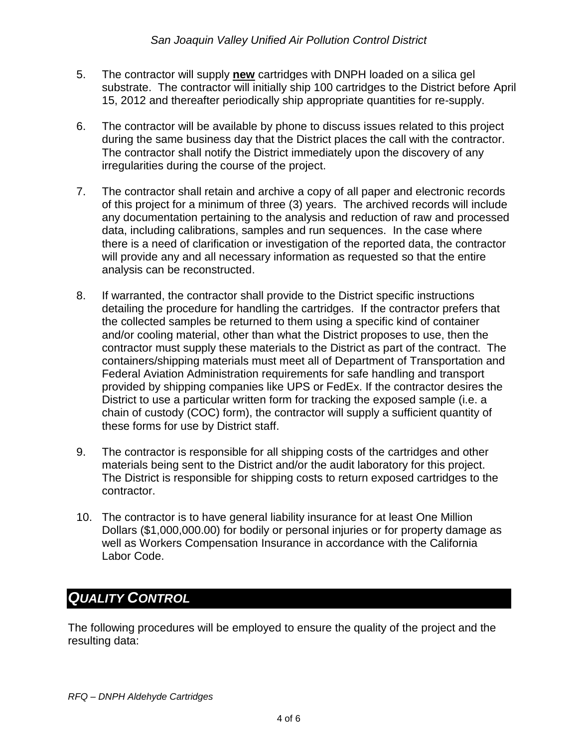5. The contractor will supply **new** cartridges with DNPH loaded on a silica gel substrate. The contractor will initially ship 100 cartridges to the District before April 15, 2012 and thereafter periodically ship appropriate quantities for re-supply.

6. The contractor will be available by phone to discuss issues related to this project during the same business day that the District places the call with the contractor. The contractor shall notify the District immediately upon the discovery of any irregularities during the course of the project.

7. The contractor shall retain and archive a copy of all paper and electronic records of this project for a minimum of three (3) years. The archived records will include any documentation pertaining to the analysis and reduction of raw and processed data, including calibrations, samples and run sequences. In the case where there is a need of clarification or investigation of the reported data, the contractor will provide any and all necessary information as requested so that the entire analysis can be reconstructed.

8. If warranted, the contractor shall provide to the District specific instructions detailing the procedure for handling the cartridges. If the contractor prefers that the collected samples be returned to them using a specific kind of container and/or cooling material, other than what the District proposes to use, then the contractor must supply these materials to the District as part of the contract. The containers/shipping materials must meet all of Department of Transportation and Federal Aviation Administration requirements for safe handling and transport provided by shipping companies like UPS or FedEx. If the contractor desires the District to use a particular written form for tracking the exposed sample (i.e. a chain of custody (COC) form), the contractor will supply a sufficient quantity of these forms for use by District staff.

9. The contractor is responsible for all shipping costs of the cartridges and other materials being sent to the District and/or the audit laboratory for this project. The District is responsible for shipping costs to return exposed cartridges to the contractor.

10. The contractor is to have general liability insurance for at least One Million Dollars ($1,000,000.00) for bodily or personal injuries or for property damage as well as Workers Compensation Insurance in accordance with the California Labor Code.

## *QUALITY CONTROL*

The following procedures will be employed to ensure the quality of the project and the resulting data: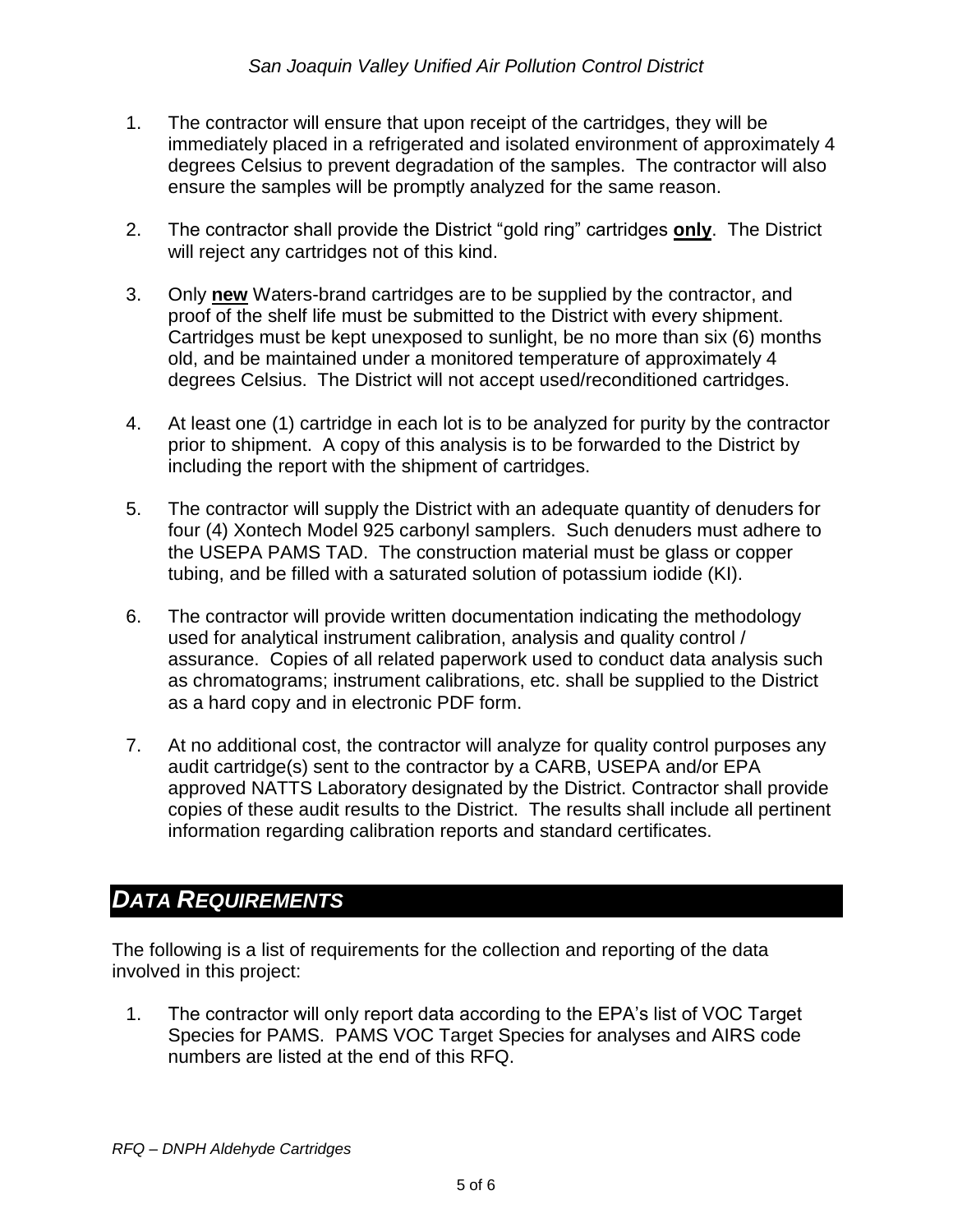1. The contractor will ensure that upon receipt of the cartridges, they will be immediately placed in a refrigerated and isolated environment of approximately 4 degrees Celsius to prevent degradation of the samples. The contractor will also ensure the samples will be promptly analyzed for the same reason.

2. The contractor shall provide the District "gold ring" cartridges **only**. The District will reject any cartridges not of this kind.

3. Only **new** Waters-brand cartridges are to be supplied by the contractor, and proof of the shelf life must be submitted to the District with every shipment. Cartridges must be kept unexposed to sunlight, be no more than six (6) months old, and be maintained under a monitored temperature of approximately 4 degrees Celsius. The District will not accept used/reconditioned cartridges.

4. At least one (1) cartridge in each lot is to be analyzed for purity by the contractor prior to shipment. A copy of this analysis is to be forwarded to the District by including the report with the shipment of cartridges.

5. The contractor will supply the District with an adequate quantity of denuders for four (4) Xontech Model 925 carbonyl samplers. Such denuders must adhere to the USEPA PAMS TAD. The construction material must be glass or copper tubing, and be filled with a saturated solution of potassium iodide (KI).

6. The contractor will provide written documentation indicating the methodology used for analytical instrument calibration, analysis and quality control / assurance. Copies of all related paperwork used to conduct data analysis such as chromatograms; instrument calibrations, etc. shall be supplied to the District as a hard copy and in electronic PDF form.

7. At no additional cost, the contractor will analyze for quality control purposes any audit cartridge(s) sent to the contractor by a CARB, USEPA and/or EPA approved NATTS Laboratory designated by the District. Contractor shall provide copies of these audit results to the District. The results shall include all pertinent information regarding calibration reports and standard certificates.

## *DATA REQUIREMENTS*

The following is a list of requirements for the collection and reporting of the data involved in this project:

1. The contractor will only report data according to the EPA's list of VOC Target Species for PAMS. PAMS VOC Target Species for analyses and AIRS code numbers are listed at the end of this RFQ.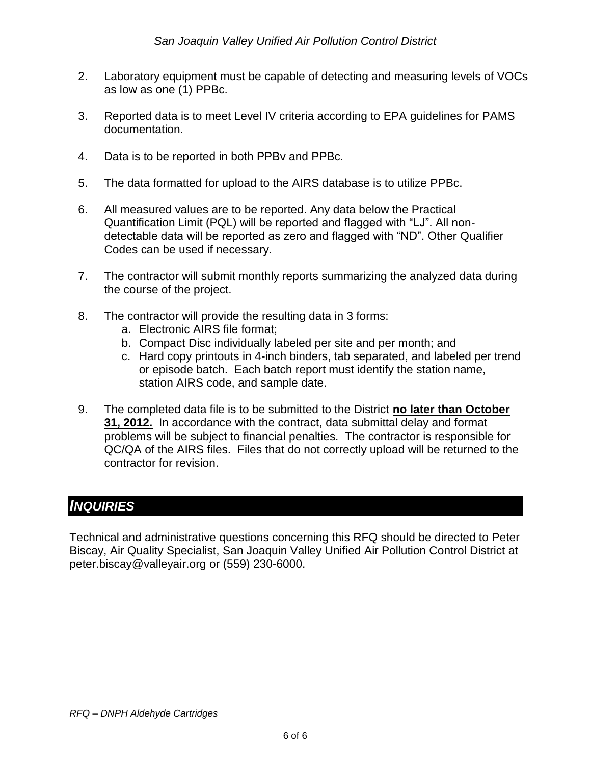2. Laboratory equipment must be capable of detecting and measuring levels of VOCs as low as one (1) PPBc.

3. Reported data is to meet Level IV criteria according to EPA guidelines for PAMS documentation.

4. Data is to be reported in both PPBv and PPBc.

5. The data formatted for upload to the AIRS database is to utilize PPBc.

6. All measured values are to be reported. Any data below the Practical Quantification Limit (PQL) will be reported and flagged with “LJ”. All non-detectable data will be reported as zero and flagged with “ND”. Other Qualifier Codes can be used if necessary.

7. The contractor will submit monthly reports summarizing the analyzed data during the course of the project.

8. The contractor will provide the resulting data in 3 forms:
   a. Electronic AIRS file format;
   b. Compact Disc individually labeled per site and per month; and
   c. Hard copy printouts in 4-inch binders, tab separated, and labeled per trend or episode batch. Each batch report must identify the station name, station AIRS code, and sample date.

9. The completed data file is to be submitted to the District **no later than October 31, 2012.** In accordance with the contract, data submittal delay and format problems will be subject to financial penalties. The contractor is responsible for QC/QA of the AIRS files. Files that do not correctly upload will be returned to the contractor for revision.

## *INQUIRIES*

Technical and administrative questions concerning this RFQ should be directed to Peter Biscay, Air Quality Specialist, San Joaquin Valley Unified Air Pollution Control District at peter.biscay@valleyair.org or (559) 230-6000.